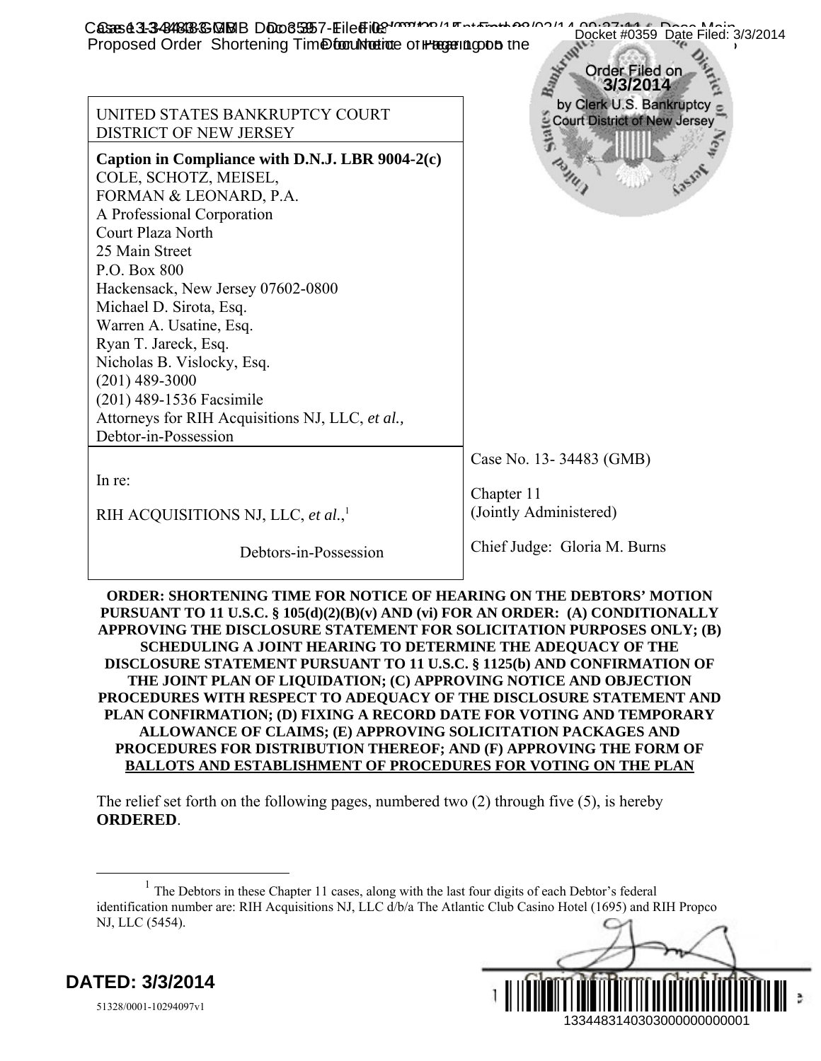UNITED STATES BANKRUPTCY COURT
DISTRICT OF NEW JERSEY

**Caption in Compliance with D.N.J. LBR 9004-2(c)**
COLE, SCHOTZ, MEISEL,
FORMAN & LEONARD, P.A.
A Professional Corporation
Court Plaza North
25 Main Street
P.O. Box 800
Hackensack, New Jersey 07602-0800
Michael D. Sirota, Esq.
Warren A. Usatine, Esq.
Ryan T. Jareck, Esq.
Nicholas B. Vislocky, Esq.
(201) 489-3000
(201) 489-1536 Facsimile
Attorneys for RIH Acquisitions NJ, LLC, *et al.,*
Debtor-in-Possession

Order Filed on 3/3/2014 by Clerk U.S. Bankruptcy Court District of New Jersey

| In re: RIH ACQUISITIONS NJ, LLC, *et al.*,[1] Debtors-in-Possession | Case No. 13- 34483 (GMB) Chapter 11 (Jointly Administered) Chief Judge: Gloria M. Burns |
|---|---|

**ORDER: SHORTENING TIME FOR NOTICE OF HEARING ON THE DEBTORS' MOTION PURSUANT TO 11 U.S.C. § 105(d)(2)(B)(v) AND (vi) FOR AN ORDER: (A) CONDITIONALLY APPROVING THE DISCLOSURE STATEMENT FOR SOLICITATION PURPOSES ONLY; (B) SCHEDULING A JOINT HEARING TO DETERMINE THE ADEQUACY OF THE DISCLOSURE STATEMENT PURSUANT TO 11 U.S.C. § 1125(b) AND CONFIRMATION OF THE JOINT PLAN OF LIQUIDATION; (C) APPROVING NOTICE AND OBJECTION PROCEDURES WITH RESPECT TO ADEQUACY OF THE DISCLOSURE STATEMENT AND PLAN CONFIRMATION; (D) FIXING A RECORD DATE FOR VOTING AND TEMPORARY ALLOWANCE OF CLAIMS; (E) APPROVING SOLICITATION PACKAGES AND PROCEDURES FOR DISTRIBUTION THEREOF; AND (F) APPROVING THE FORM OF BALLOTS AND ESTABLISHMENT OF PROCEDURES FOR VOTING ON THE PLAN**

The relief set forth on the following pages, numbered two (2) through five (5), is hereby **ORDERED**.

[1] The Debtors in these Chapter 11 cases, along with the last four digits of each Debtor's federal identification number are: RIH Acquisitions NJ, LLC d/b/a The Atlantic Club Casino Hotel (1695) and RIH Propco NJ, LLC (5454).

**DATED: 3/3/2014**

51328/0001-10294097v1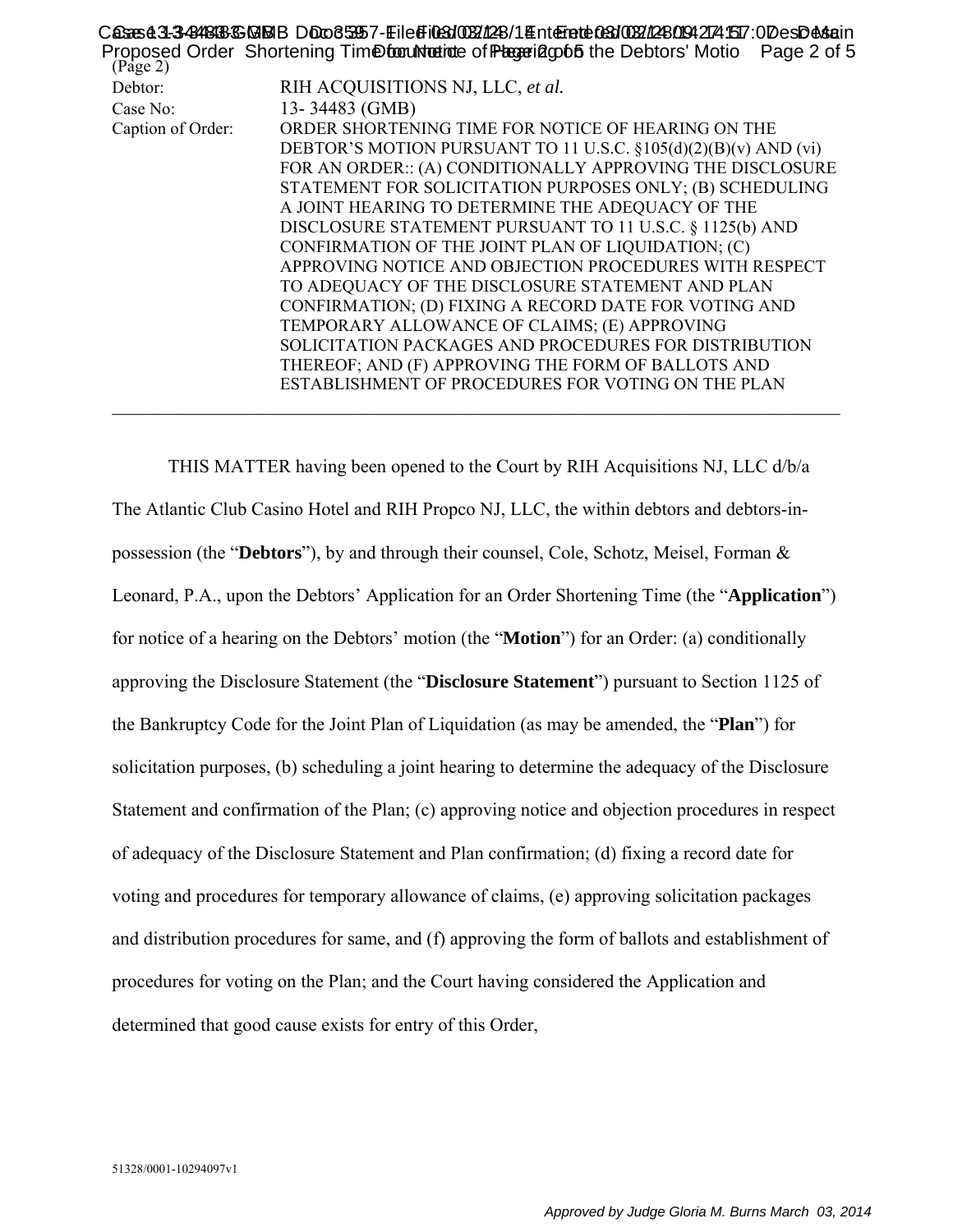(Page 2)

| | |
|---|---|
| Debtor: | RIH ACQUISITIONS NJ, LLC, *et al.* |
| Case No: | 13- 34483 (GMB) |
| Caption of Order: | ORDER SHORTENING TIME FOR NOTICE OF HEARING ON THE DEBTOR'S MOTION PURSUANT TO 11 U.S.C. §105(d)(2)(B)(v) AND (vi) FOR AN ORDER:: (A) CONDITIONALLY APPROVING THE DISCLOSURE STATEMENT FOR SOLICITATION PURPOSES ONLY; (B) SCHEDULING A JOINT HEARING TO DETERMINE THE ADEQUACY OF THE DISCLOSURE STATEMENT PURSUANT TO 11 U.S.C. § 1125(b) AND CONFIRMATION OF THE JOINT PLAN OF LIQUIDATION; (C) APPROVING NOTICE AND OBJECTION PROCEDURES WITH RESPECT TO ADEQUACY OF THE DISCLOSURE STATEMENT AND PLAN CONFIRMATION; (D) FIXING A RECORD DATE FOR VOTING AND TEMPORARY ALLOWANCE OF CLAIMS; (E) APPROVING SOLICITATION PACKAGES AND PROCEDURES FOR DISTRIBUTION THEREOF; AND (F) APPROVING THE FORM OF BALLOTS AND ESTABLISHMENT OF PROCEDURES FOR VOTING ON THE PLAN |

THIS MATTER having been opened to the Court by RIH Acquisitions NJ, LLC d/b/a The Atlantic Club Casino Hotel and RIH Propco NJ, LLC, the within debtors and debtors-in-possession (the "**Debtors**"), by and through their counsel, Cole, Schotz, Meisel, Forman & Leonard, P.A., upon the Debtors' Application for an Order Shortening Time (the "**Application**") for notice of a hearing on the Debtors' motion (the "**Motion**") for an Order: (a) conditionally approving the Disclosure Statement (the "**Disclosure Statement**") pursuant to Section 1125 of the Bankruptcy Code for the Joint Plan of Liquidation (as may be amended, the "**Plan**") for solicitation purposes, (b) scheduling a joint hearing to determine the adequacy of the Disclosure Statement and confirmation of the Plan; (c) approving notice and objection procedures in respect of adequacy of the Disclosure Statement and Plan confirmation; (d) fixing a record date for voting and procedures for temporary allowance of claims, (e) approving solicitation packages and distribution procedures for same, and (f) approving the form of ballots and establishment of procedures for voting on the Plan; and the Court having considered the Application and determined that good cause exists for entry of this Order,

51328/0001-10294097v1

*Approved by Judge Gloria M. Burns March 03, 2014*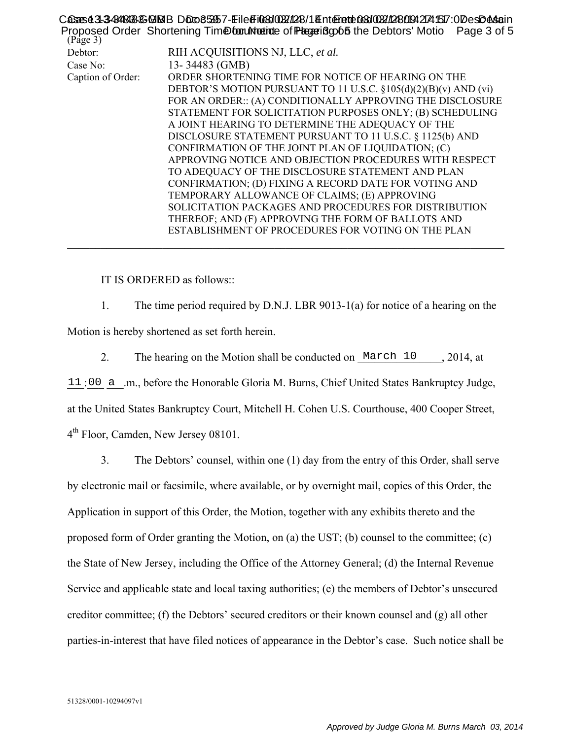(Page 3)

| | |
|---|---|
| Debtor: | RIH ACQUISITIONS NJ, LLC, *et al.* |
| Case No: | 13- 34483 (GMB) |
| Caption of Order: | ORDER SHORTENING TIME FOR NOTICE OF HEARING ON THE DEBTOR'S MOTION PURSUANT TO 11 U.S.C. §105(d)(2)(B)(v) AND (vi) FOR AN ORDER:: (A) CONDITIONALLY APPROVING THE DISCLOSURE STATEMENT FOR SOLICITATION PURPOSES ONLY; (B) SCHEDULING A JOINT HEARING TO DETERMINE THE ADEQUACY OF THE DISCLOSURE STATEMENT PURSUANT TO 11 U.S.C. § 1125(b) AND CONFIRMATION OF THE JOINT PLAN OF LIQUIDATION; (C) APPROVING NOTICE AND OBJECTION PROCEDURES WITH RESPECT TO ADEQUACY OF THE DISCLOSURE STATEMENT AND PLAN CONFIRMATION; (D) FIXING A RECORD DATE FOR VOTING AND TEMPORARY ALLOWANCE OF CLAIMS; (E) APPROVING SOLICITATION PACKAGES AND PROCEDURES FOR DISTRIBUTION THEREOF; AND (F) APPROVING THE FORM OF BALLOTS AND ESTABLISHMENT OF PROCEDURES FOR VOTING ON THE PLAN |

---

IT IS ORDERED as follows::

1. The time period required by D.N.J. LBR 9013-1(a) for notice of a hearing on the Motion is hereby shortened as set forth herein.

2. The hearing on the Motion shall be conducted on March 10, 2014, at 11:00 a.m., before the Honorable Gloria M. Burns, Chief United States Bankruptcy Judge, at the United States Bankruptcy Court, Mitchell H. Cohen U.S. Courthouse, 400 Cooper Street, 4th Floor, Camden, New Jersey 08101.

3. The Debtors' counsel, within one (1) day from the entry of this Order, shall serve by electronic mail or facsimile, where available, or by overnight mail, copies of this Order, the Application in support of this Order, the Motion, together with any exhibits thereto and the proposed form of Order granting the Motion, on (a) the UST; (b) counsel to the committee; (c) the State of New Jersey, including the Office of the Attorney General; (d) the Internal Revenue Service and applicable state and local taxing authorities; (e) the members of Debtor's unsecured creditor committee; (f) the Debtors' secured creditors or their known counsel and (g) all other parties-in-interest that have filed notices of appearance in the Debtor's case. Such notice shall be

51328/0001-10294097v1

*Approved by Judge Gloria M. Burns March 03, 2014*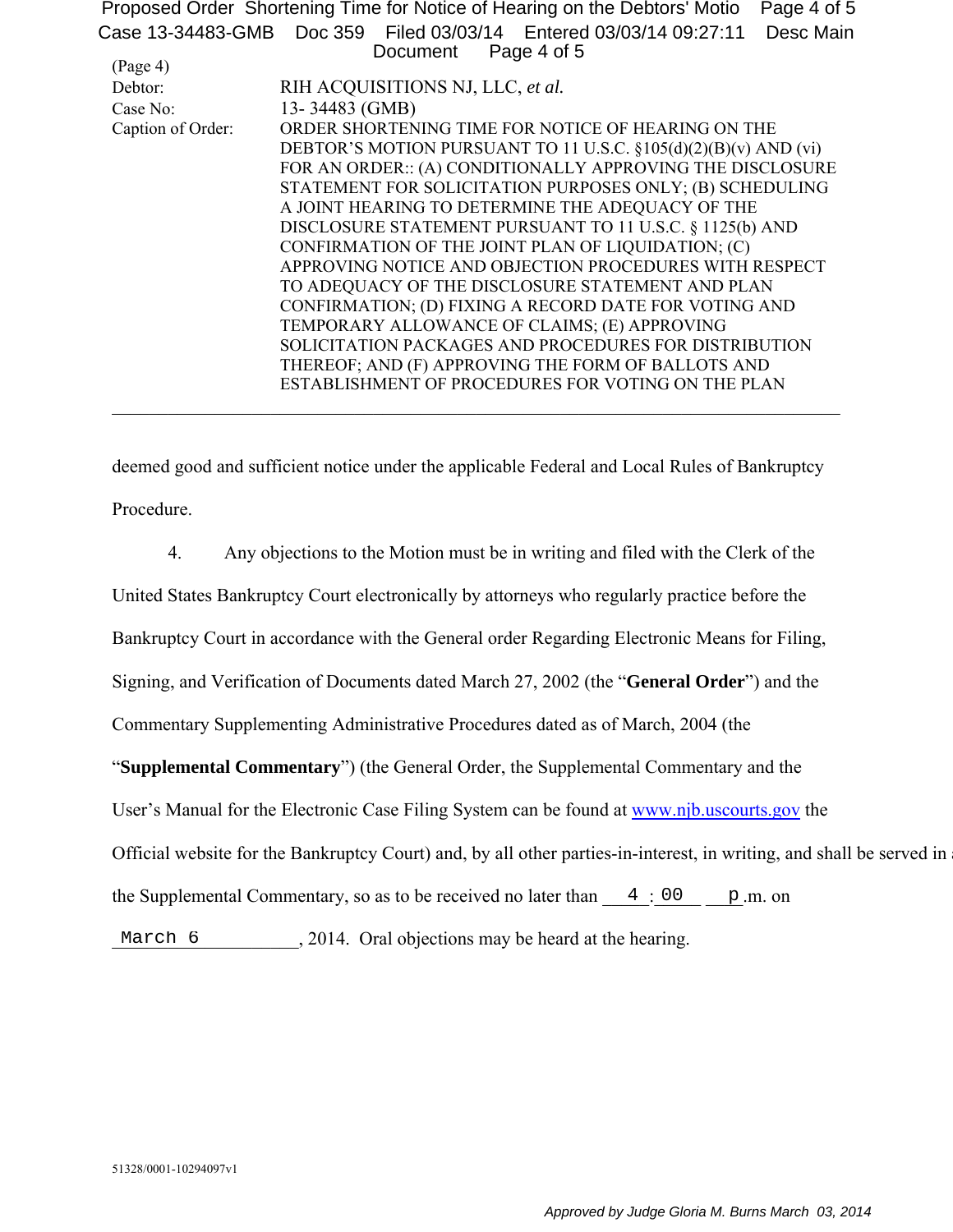(Page 4)

Debtor: RIH ACQUISITIONS NJ, LLC, *et al.*

Case No: 13- 34483 (GMB)

Caption of Order: ORDER SHORTENING TIME FOR NOTICE OF HEARING ON THE DEBTOR'S MOTION PURSUANT TO 11 U.S.C. §105(d)(2)(B)(v) AND (vi) FOR AN ORDER:: (A) CONDITIONALLY APPROVING THE DISCLOSURE STATEMENT FOR SOLICITATION PURPOSES ONLY; (B) SCHEDULING A JOINT HEARING TO DETERMINE THE ADEQUACY OF THE DISCLOSURE STATEMENT PURSUANT TO 11 U.S.C. § 1125(b) AND CONFIRMATION OF THE JOINT PLAN OF LIQUIDATION; (C) APPROVING NOTICE AND OBJECTION PROCEDURES WITH RESPECT TO ADEQUACY OF THE DISCLOSURE STATEMENT AND PLAN CONFIRMATION; (D) FIXING A RECORD DATE FOR VOTING AND TEMPORARY ALLOWANCE OF CLAIMS; (E) APPROVING SOLICITATION PACKAGES AND PROCEDURES FOR DISTRIBUTION THEREOF; AND (F) APPROVING THE FORM OF BALLOTS AND ESTABLISHMENT OF PROCEDURES FOR VOTING ON THE PLAN

---

deemed good and sufficient notice under the applicable Federal and Local Rules of Bankruptcy Procedure.

4. Any objections to the Motion must be in writing and filed with the Clerk of the United States Bankruptcy Court electronically by attorneys who regularly practice before the Bankruptcy Court in accordance with the General order Regarding Electronic Means for Filing, Signing, and Verification of Documents dated March 27, 2002 (the "**General Order**") and the Commentary Supplementing Administrative Procedures dated as of March, 2004 (the "**Supplemental Commentary**") (the General Order, the Supplemental Commentary and the User's Manual for the Electronic Case Filing System can be found at www.njb.uscourts.gov the Official website for the Bankruptcy Court) and, by all other parties-in-interest, in writing, and shall be served in a the Supplemental Commentary, so as to be received no later than 4 : 00 p.m. on March 6, 2014. Oral objections may be heard at the hearing.

51328/0001-10294097v1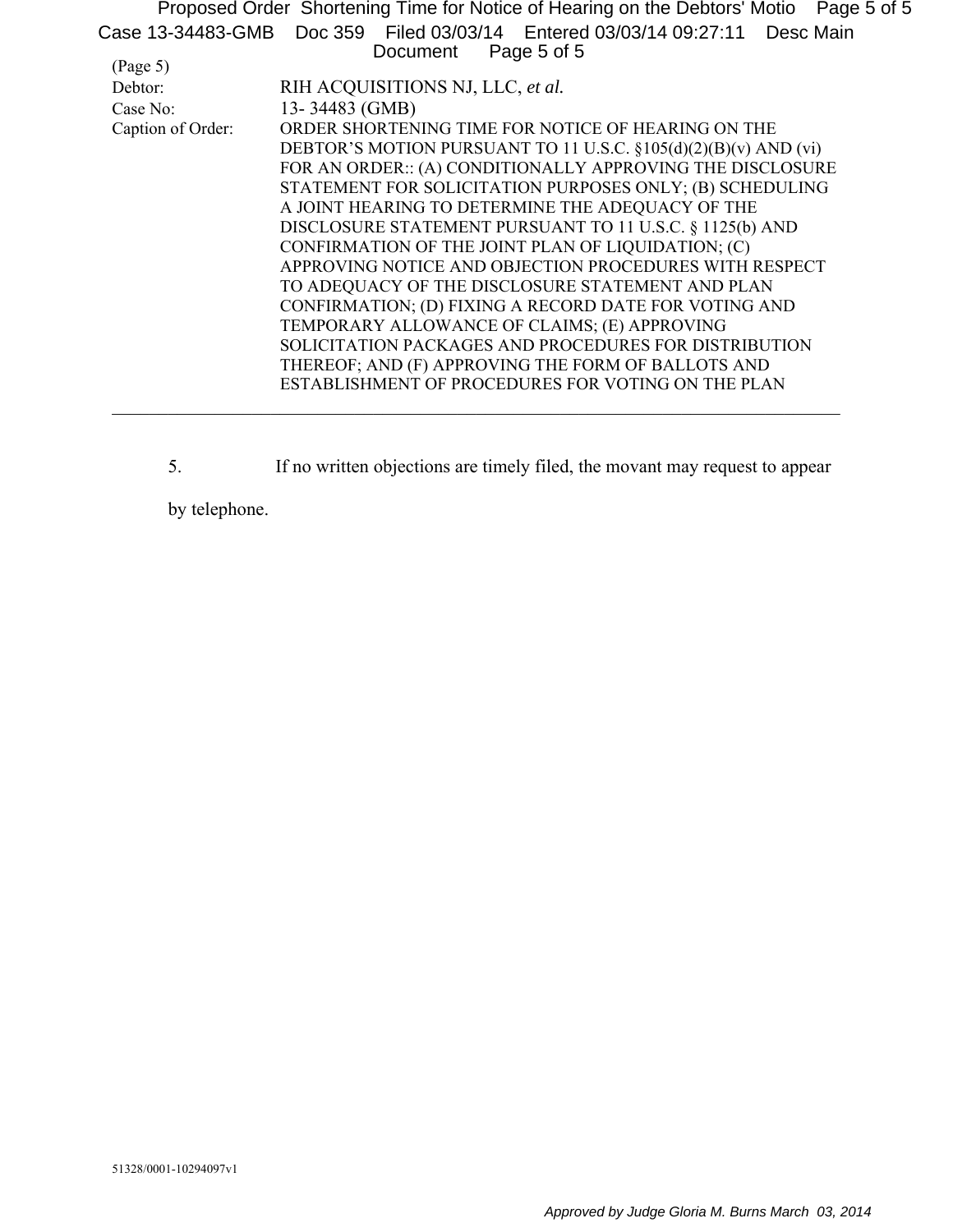(Page 5)

| | |
|---|---|
| Debtor: | RIH ACQUISITIONS NJ, LLC, *et al.* |
| Case No: | 13- 34483 (GMB) |
| Caption of Order: | ORDER SHORTENING TIME FOR NOTICE OF HEARING ON THE DEBTOR'S MOTION PURSUANT TO 11 U.S.C. §105(d)(2)(B)(v) AND (vi) FOR AN ORDER:: (A) CONDITIONALLY APPROVING THE DISCLOSURE STATEMENT FOR SOLICITATION PURPOSES ONLY; (B) SCHEDULING A JOINT HEARING TO DETERMINE THE ADEQUACY OF THE DISCLOSURE STATEMENT PURSUANT TO 11 U.S.C. § 1125(b) AND CONFIRMATION OF THE JOINT PLAN OF LIQUIDATION; (C) APPROVING NOTICE AND OBJECTION PROCEDURES WITH RESPECT TO ADEQUACY OF THE DISCLOSURE STATEMENT AND PLAN CONFIRMATION; (D) FIXING A RECORD DATE FOR VOTING AND TEMPORARY ALLOWANCE OF CLAIMS; (E) APPROVING SOLICITATION PACKAGES AND PROCEDURES FOR DISTRIBUTION THEREOF; AND (F) APPROVING THE FORM OF BALLOTS AND ESTABLISHMENT OF PROCEDURES FOR VOTING ON THE PLAN |

---

5. If no written objections are timely filed, the movant may request to appear by telephone.

51328/0001-10294097v1

*Approved by Judge Gloria M. Burns March 03, 2014*